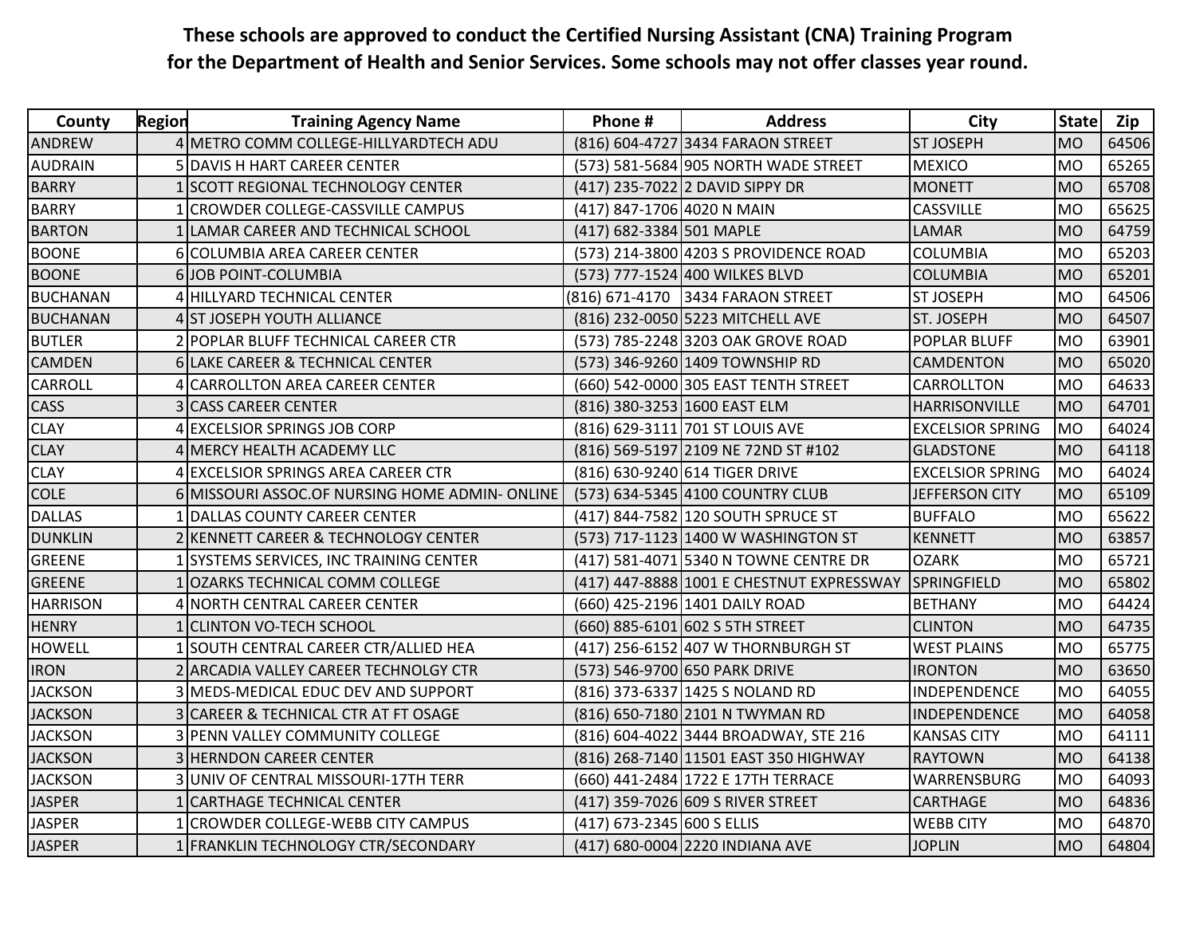**These schools are approved to conduct the Certified Nursing Assistant (CNA) Training Program for the Department of Health and Senior Services. Some schools may not offer classes year round.**

| County | Region | Training Agency Name | Phone # | Address | City | State | Zip |
|---|---|---|---|---|---|---|---|
| ANDREW | 4 | METRO COMM COLLEGE-HILLYARDTECH ADU | (816) 604-4727 | 3434 FARAON STREET | ST JOSEPH | MO | 64506 |
| AUDRAIN | 5 | DAVIS H HART CAREER CENTER | (573) 581-5684 | 905 NORTH WADE STREET | MEXICO | MO | 65265 |
| BARRY | 1 | SCOTT REGIONAL TECHNOLOGY CENTER | (417) 235-7022 | 2 DAVID SIPPY DR | MONETT | MO | 65708 |
| BARRY | 1 | CROWDER COLLEGE-CASSVILLE CAMPUS | (417) 847-1706 | 4020 N MAIN | CASSVILLE | MO | 65625 |
| BARTON | 1 | LAMAR CAREER AND TECHNICAL SCHOOL | (417) 682-3384 | 501 MAPLE | LAMAR | MO | 64759 |
| BOONE | 6 | COLUMBIA AREA CAREER CENTER | (573) 214-3800 | 4203 S PROVIDENCE ROAD | COLUMBIA | MO | 65203 |
| BOONE | 6 | JOB POINT-COLUMBIA | (573) 777-1524 | 400 WILKES BLVD | COLUMBIA | MO | 65201 |
| BUCHANAN | 4 | HILLYARD TECHNICAL CENTER | (816) 671-4170 | 3434 FARAON STREET | ST JOSEPH | MO | 64506 |
| BUCHANAN | 4 | ST JOSEPH YOUTH ALLIANCE | (816) 232-0050 | 5223 MITCHELL AVE | ST. JOSEPH | MO | 64507 |
| BUTLER | 2 | POPLAR BLUFF TECHNICAL CAREER CTR | (573) 785-2248 | 3203 OAK GROVE ROAD | POPLAR BLUFF | MO | 63901 |
| CAMDEN | 6 | LAKE CAREER & TECHNICAL CENTER | (573) 346-9260 | 1409 TOWNSHIP RD | CAMDENTON | MO | 65020 |
| CARROLL | 4 | CARROLLTON AREA CAREER CENTER | (660) 542-0000 | 305 EAST TENTH STREET | CARROLLTON | MO | 64633 |
| CASS | 3 | CASS CAREER CENTER | (816) 380-3253 | 1600 EAST ELM | HARRISONVILLE | MO | 64701 |
| CLAY | 4 | EXCELSIOR SPRINGS JOB CORP | (816) 629-3111 | 701 ST LOUIS AVE | EXCELSIOR SPRING | MO | 64024 |
| CLAY | 4 | MERCY HEALTH ACADEMY LLC | (816) 569-5197 | 2109 NE 72ND ST #102 | GLADSTONE | MO | 64118 |
| CLAY | 4 | EXCELSIOR SPRINGS AREA CAREER CTR | (816) 630-9240 | 614 TIGER DRIVE | EXCELSIOR SPRING | MO | 64024 |
| COLE | 6 | MISSOURI ASSOC.OF NURSING HOME ADMIN- ONLINE | (573) 634-5345 | 4100 COUNTRY CLUB | JEFFERSON CITY | MO | 65109 |
| DALLAS | 1 | DALLAS COUNTY CAREER CENTER | (417) 844-7582 | 120 SOUTH SPRUCE ST | BUFFALO | MO | 65622 |
| DUNKLIN | 2 | KENNETT CAREER & TECHNOLOGY CENTER | (573) 717-1123 | 1400 W WASHINGTON ST | KENNETT | MO | 63857 |
| GREENE | 1 | SYSTEMS SERVICES, INC TRAINING CENTER | (417) 581-4071 | 5340 N TOWNE CENTRE DR | OZARK | MO | 65721 |
| GREENE | 1 | OZARKS TECHNICAL COMM COLLEGE | (417) 447-8888 | 1001 E CHESTNUT EXPRESSWAY | SPRINGFIELD | MO | 65802 |
| HARRISON | 4 | NORTH CENTRAL CAREER CENTER | (660) 425-2196 | 1401 DAILY ROAD | BETHANY | MO | 64424 |
| HENRY | 1 | CLINTON VO-TECH SCHOOL | (660) 885-6101 | 602 S 5TH STREET | CLINTON | MO | 64735 |
| HOWELL | 1 | SOUTH CENTRAL CAREER CTR/ALLIED HEA | (417) 256-6152 | 407 W THORNBURGH ST | WEST PLAINS | MO | 65775 |
| IRON | 2 | ARCADIA VALLEY CAREER TECHNOLGY CTR | (573) 546-9700 | 650 PARK DRIVE | IRONTON | MO | 63650 |
| JACKSON | 3 | MEDS-MEDICAL EDUC DEV AND SUPPORT | (816) 373-6337 | 1425 S NOLAND RD | INDEPENDENCE | MO | 64055 |
| JACKSON | 3 | CAREER & TECHNICAL CTR AT FT OSAGE | (816) 650-7180 | 2101 N TWYMAN RD | INDEPENDENCE | MO | 64058 |
| JACKSON | 3 | PENN VALLEY COMMUNITY COLLEGE | (816) 604-4022 | 3444 BROADWAY, STE 216 | KANSAS CITY | MO | 64111 |
| JACKSON | 3 | HERNDON CAREER CENTER | (816) 268-7140 | 11501 EAST 350 HIGHWAY | RAYTOWN | MO | 64138 |
| JACKSON | 3 | UNIV OF CENTRAL MISSOURI-17TH TERR | (660) 441-2484 | 1722 E 17TH TERRACE | WARRENSBURG | MO | 64093 |
| JASPER | 1 | CARTHAGE TECHNICAL CENTER | (417) 359-7026 | 609 S RIVER STREET | CARTHAGE | MO | 64836 |
| JASPER | 1 | CROWDER COLLEGE-WEBB CITY CAMPUS | (417) 673-2345 | 600 S ELLIS | WEBB CITY | MO | 64870 |
| JASPER | 1 | FRANKLIN TECHNOLOGY CTR/SECONDARY | (417) 680-0004 | 2220 INDIANA AVE | JOPLIN | MO | 64804 |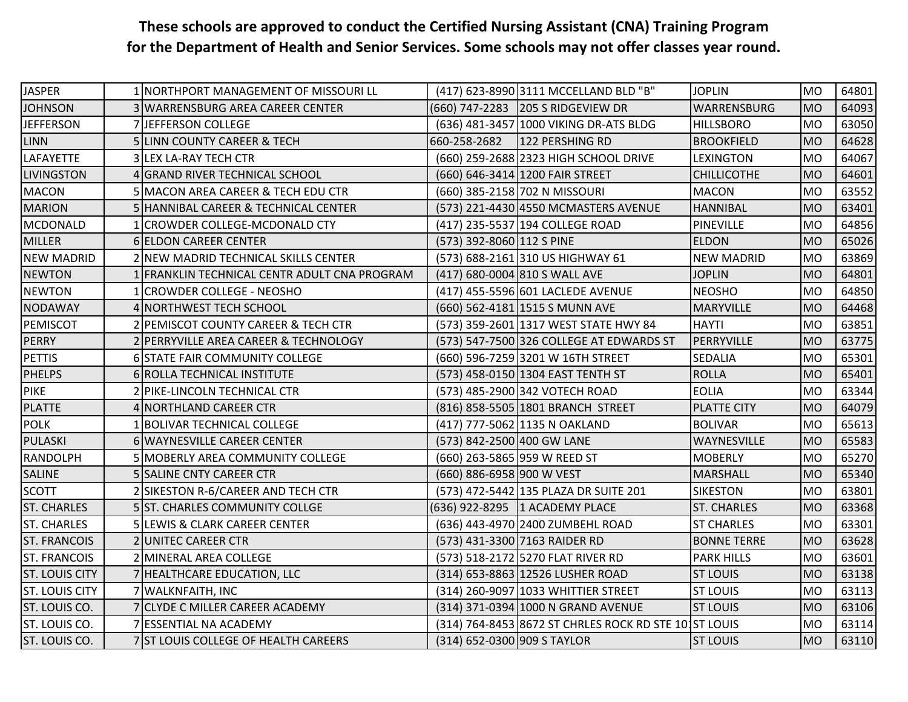**These schools are approved to conduct the Certified Nursing Assistant (CNA) Training Program for the Department of Health and Senior Services. Some schools may not offer classes year round.**

| | | | | | | | |
|---|---|---|---|---|---|---|---|
| JASPER | 1 | NORTHPORT MANAGEMENT OF MISSOURI LL | (417) 623-8990 | 3111 MCCELLAND BLD "B" | JOPLIN | MO | 64801 |
| JOHNSON | 3 | WARRENSBURG AREA CAREER CENTER | (660) 747-2283 | 205 S RIDGEVIEW DR | WARRENSBURG | MO | 64093 |
| JEFFERSON | 7 | JEFFERSON COLLEGE | (636) 481-3457 | 1000 VIKING DR-ATS BLDG | HILLSBORO | MO | 63050 |
| LINN | 5 | LINN COUNTY CAREER & TECH | 660-258-2682 | 122 PERSHING RD | BROOKFIELD | MO | 64628 |
| LAFAYETTE | 3 | LEX LA-RAY TECH CTR | (660) 259-2688 | 2323 HIGH SCHOOL DRIVE | LEXINGTON | MO | 64067 |
| LIVINGSTON | 4 | GRAND RIVER TECHNICAL SCHOOL | (660) 646-3414 | 1200 FAIR STREET | CHILLICOTHE | MO | 64601 |
| MACON | 5 | MACON AREA CAREER & TECH EDU CTR | (660) 385-2158 | 702 N MISSOURI | MACON | MO | 63552 |
| MARION | 5 | HANNIBAL CAREER & TECHNICAL CENTER | (573) 221-4430 | 4550 MCMASTERS AVENUE | HANNIBAL | MO | 63401 |
| MCDONALD | 1 | CROWDER COLLEGE-MCDONALD CTY | (417) 235-5537 | 194 COLLEGE ROAD | PINEVILLE | MO | 64856 |
| MILLER | 6 | ELDON CAREER CENTER | (573) 392-8060 | 112 S PINE | ELDON | MO | 65026 |
| NEW MADRID | 2 | NEW MADRID TECHNICAL SKILLS CENTER | (573) 688-2161 | 310 US HIGHWAY 61 | NEW MADRID | MO | 63869 |
| NEWTON | 1 | FRANKLIN TECHNICAL CENTR ADULT CNA PROGRAM | (417) 680-0004 | 810 S WALL AVE | JOPLIN | MO | 64801 |
| NEWTON | 1 | CROWDER COLLEGE - NEOSHO | (417) 455-5596 | 601 LACLEDE AVENUE | NEOSHO | MO | 64850 |
| NODAWAY | 4 | NORTHWEST TECH SCHOOL | (660) 562-4181 | 1515 S MUNN AVE | MARYVILLE | MO | 64468 |
| PEMISCOT | 2 | PEMISCOT COUNTY CAREER & TECH CTR | (573) 359-2601 | 1317 WEST STATE HWY 84 | HAYTI | MO | 63851 |
| PERRY | 2 | PERRYVILLE AREA CAREER & TECHNOLOGY | (573) 547-7500 | 326 COLLEGE AT EDWARDS ST | PERRYVILLE | MO | 63775 |
| PETTIS | 6 | STATE FAIR COMMUNITY COLLEGE | (660) 596-7259 | 3201 W 16TH STREET | SEDALIA | MO | 65301 |
| PHELPS | 6 | ROLLA TECHNICAL INSTITUTE | (573) 458-0150 | 1304 EAST TENTH ST | ROLLA | MO | 65401 |
| PIKE | 2 | PIKE-LINCOLN TECHNICAL CTR | (573) 485-2900 | 342 VOTECH ROAD | EOLIA | MO | 63344 |
| PLATTE | 4 | NORTHLAND CAREER CTR | (816) 858-5505 | 1801 BRANCH STREET | PLATTE CITY | MO | 64079 |
| POLK | 1 | BOLIVAR TECHNICAL COLLEGE | (417) 777-5062 | 1135 N OAKLAND | BOLIVAR | MO | 65613 |
| PULASKI | 6 | WAYNESVILLE CAREER CENTER | (573) 842-2500 | 400 GW LANE | WAYNESVILLE | MO | 65583 |
| RANDOLPH | 5 | MOBERLY AREA COMMUNITY COLLEGE | (660) 263-5865 | 959 W REED ST | MOBERLY | MO | 65270 |
| SALINE | 5 | SALINE CNTY CAREER CTR | (660) 886-6958 | 900 W VEST | MARSHALL | MO | 65340 |
| SCOTT | 2 | SIKESTON R-6/CAREER AND TECH CTR | (573) 472-5442 | 135 PLAZA DR SUITE 201 | SIKESTON | MO | 63801 |
| ST. CHARLES | 5 | ST. CHARLES COMMUNITY COLLGE | (636) 922-8295 | 1 ACADEMY PLACE | ST. CHARLES | MO | 63368 |
| ST. CHARLES | 5 | LEWIS & CLARK CAREER CENTER | (636) 443-4970 | 2400 ZUMBEHL ROAD | ST CHARLES | MO | 63301 |
| ST. FRANCOIS | 2 | UNITEC CAREER CTR | (573) 431-3300 | 7163 RAIDER RD | BONNE TERRE | MO | 63628 |
| ST. FRANCOIS | 2 | MINERAL AREA COLLEGE | (573) 518-2172 | 5270 FLAT RIVER RD | PARK HILLS | MO | 63601 |
| ST. LOUIS CITY | 7 | HEALTHCARE EDUCATION, LLC | (314) 653-8863 | 12526 LUSHER ROAD | ST LOUIS | MO | 63138 |
| ST. LOUIS CITY | 7 | WALKNFAITH, INC | (314) 260-9097 | 1033 WHITTIER STREET | ST LOUIS | MO | 63113 |
| ST. LOUIS CO. | 7 | CLYDE C MILLER CAREER ACADEMY | (314) 371-0394 | 1000 N GRAND AVENUE | ST LOUIS | MO | 63106 |
| ST. LOUIS CO. | 7 | ESSENTIAL NA ACADEMY | (314) 764-8453 | 8672 ST CHRLES ROCK RD STE 10 | ST LOUIS | MO | 63114 |
| ST. LOUIS CO. | 7 | ST LOUIS COLLEGE OF HEALTH CAREERS | (314) 652-0300 | 909 S TAYLOR | ST LOUIS | MO | 63110 |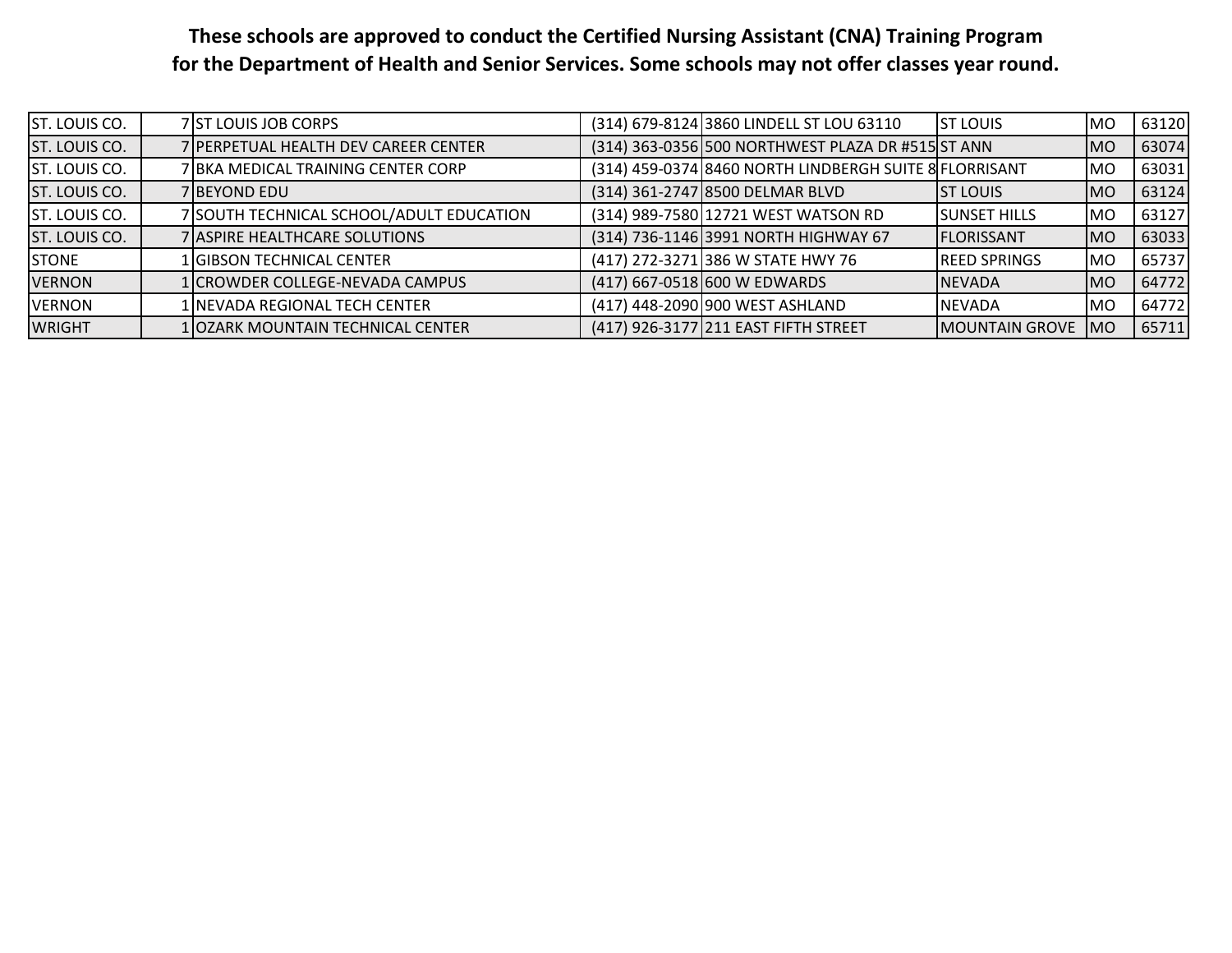**These schools are approved to conduct the Certified Nursing Assistant (CNA) Training Program for the Department of Health and Senior Services. Some schools may not offer classes year round.**

| | | | | | | | |
|---|---|---|---|---|---|---|---|
| ST. LOUIS CO. | 7 | ST LOUIS JOB CORPS | (314) 679-8124 | 3860 LINDELL ST LOU 63110 | ST LOUIS | MO | 63120 |
| ST. LOUIS CO. | 7 | PERPETUAL HEALTH DEV CAREER CENTER | (314) 363-0356 | 500 NORTHWEST PLAZA DR #515 | ST ANN | MO | 63074 |
| ST. LOUIS CO. | 7 | BKA MEDICAL TRAINING CENTER CORP | (314) 459-0374 | 8460 NORTH LINDBERGH SUITE 8 | FLORRISANT | MO | 63031 |
| ST. LOUIS CO. | 7 | BEYOND EDU | (314) 361-2747 | 8500 DELMAR BLVD | ST LOUIS | MO | 63124 |
| ST. LOUIS CO. | 7 | SOUTH TECHNICAL SCHOOL/ADULT EDUCATION | (314) 989-7580 | 12721 WEST WATSON RD | SUNSET HILLS | MO | 63127 |
| ST. LOUIS CO. | 7 | ASPIRE HEALTHCARE SOLUTIONS | (314) 736-1146 | 3991 NORTH HIGHWAY 67 | FLORISSANT | MO | 63033 |
| STONE | 1 | GIBSON TECHNICAL CENTER | (417) 272-3271 | 386 W STATE HWY 76 | REED SPRINGS | MO | 65737 |
| VERNON | 1 | CROWDER COLLEGE-NEVADA CAMPUS | (417) 667-0518 | 600 W EDWARDS | NEVADA | MO | 64772 |
| VERNON | 1 | NEVADA REGIONAL TECH CENTER | (417) 448-2090 | 900 WEST ASHLAND | NEVADA | MO | 64772 |
| WRIGHT | 1 | OZARK MOUNTAIN TECHNICAL CENTER | (417) 926-3177 | 211 EAST FIFTH STREET | MOUNTAIN GROVE | MO | 65711 |